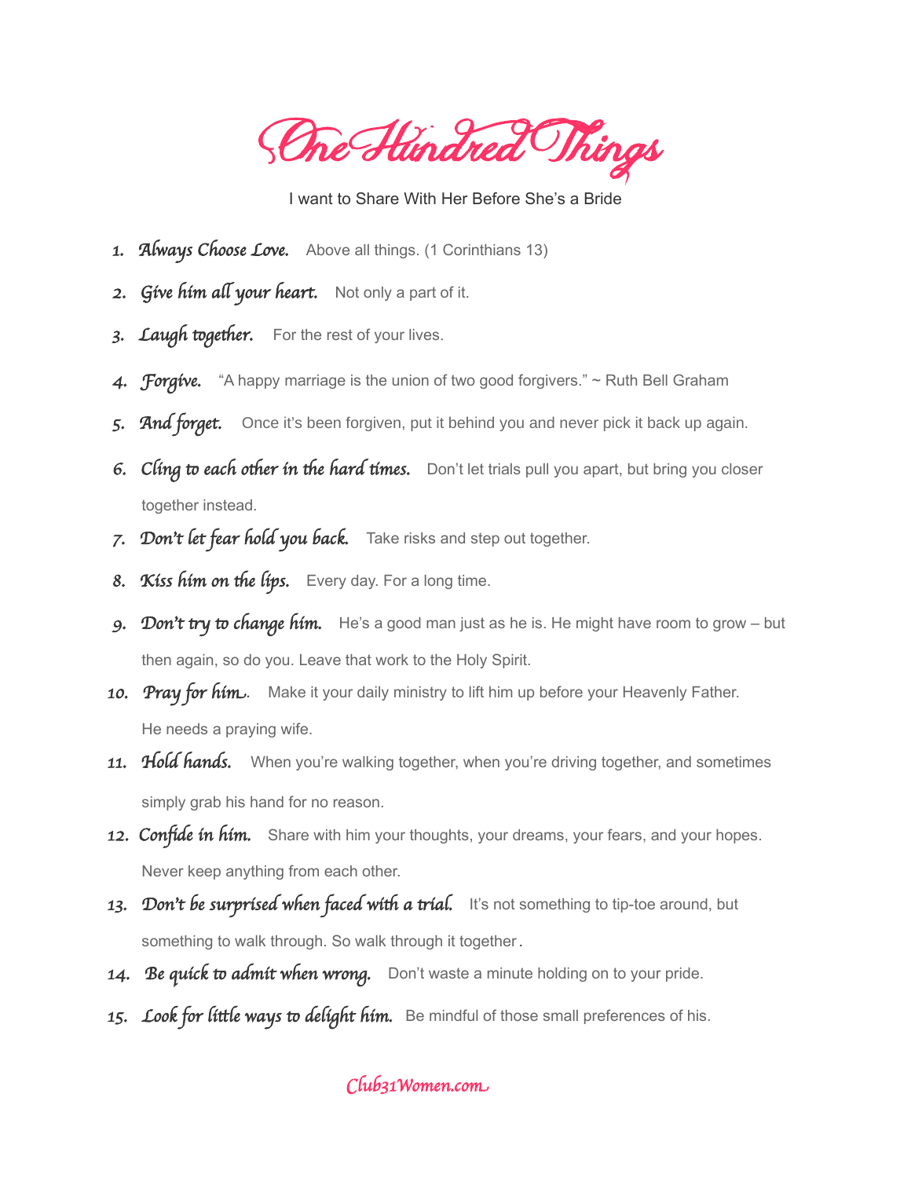# One Hundred Things

I want to Share With Her Before She's a Bride

1. ***Always Choose Love.*** Above all things. (1 Corinthians 13)
2. ***Give him all your heart.*** Not only a part of it.
3. ***Laugh together.*** For the rest of your lives.
4. ***Forgive.*** "A happy marriage is the union of two good forgivers." ~ Ruth Bell Graham
5. ***And forget.*** Once it's been forgiven, put it behind you and never pick it back up again.
6. ***Cling to each other in the hard times.*** Don't let trials pull you apart, but bring you closer together instead.
7. ***Don't let fear hold you back.*** Take risks and step out together.
8. ***Kiss him on the lips.*** Every day. For a long time.
9. ***Don't try to change him.*** He's a good man just as he is. He might have room to grow – but then again, so do you. Leave that work to the Holy Spirit.
10. ***Pray for him.*** Make it your daily ministry to lift him up before your Heavenly Father. He needs a praying wife.
11. ***Hold hands.*** When you're walking together, when you're driving together, and sometimes simply grab his hand for no reason.
12. ***Confide in him.*** Share with him your thoughts, your dreams, your fears, and your hopes. Never keep anything from each other.
13. ***Don't be surprised when faced with a trial.*** It's not something to tip-toe around, but something to walk through. So walk through it together.
14. ***Be quick to admit when wrong.*** Don't waste a minute holding on to your pride.
15. ***Look for little ways to delight him.*** Be mindful of those small preferences of his.

*Club31Women.com*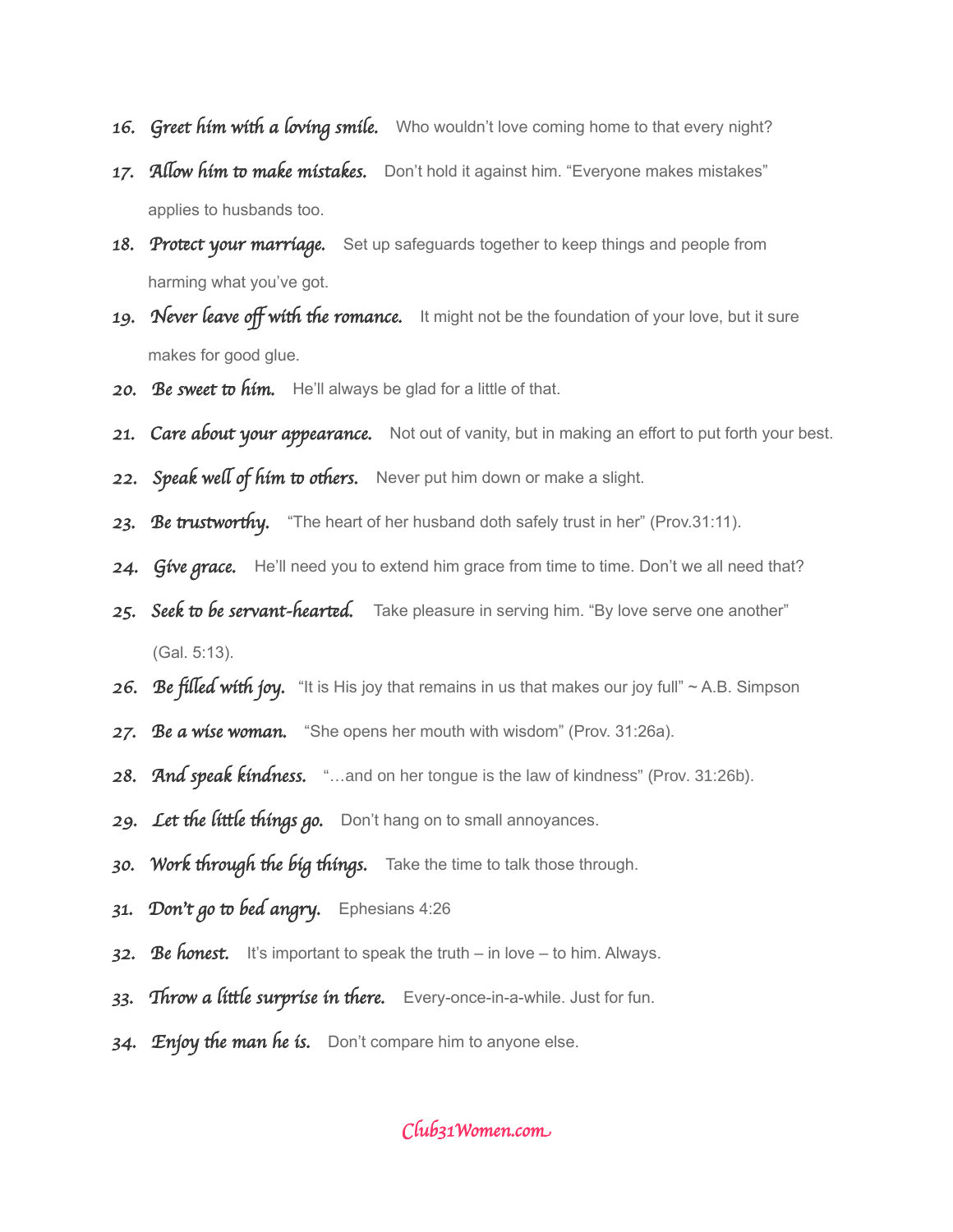16. *Greet him with a loving smile.* Who wouldn't love coming home to that every night?
17. *Allow him to make mistakes.* Don't hold it against him. "Everyone makes mistakes" applies to husbands too.
18. *Protect your marriage.* Set up safeguards together to keep things and people from harming what you've got.
19. *Never leave off with the romance.* It might not be the foundation of your love, but it sure makes for good glue.
20. *Be sweet to him.* He'll always be glad for a little of that.
21. *Care about your appearance.* Not out of vanity, but in making an effort to put forth your best.
22. *Speak well of him to others.* Never put him down or make a slight.
23. *Be trustworthy.* "The heart of her husband doth safely trust in her" (Prov.31:11).
24. *Give grace.* He'll need you to extend him grace from time to time. Don't we all need that?
25. *Seek to be servant-hearted.* Take pleasure in serving him. "By love serve one another" (Gal. 5:13).
26. *Be filled with joy.* "It is His joy that remains in us that makes our joy full" ~ A.B. Simpson
27. *Be a wise woman.* "She opens her mouth with wisdom" (Prov. 31:26a).
28. *And speak kindness.* "…and on her tongue is the law of kindness" (Prov. 31:26b).
29. *Let the little things go.* Don't hang on to small annoyances.
30. *Work through the big things.* Take the time to talk those through.
31. *Don't go to bed angry.* Ephesians 4:26
32. *Be honest.* It's important to speak the truth – in love – to him. Always.
33. *Throw a little surprise in there.* Every-once-in-a-while. Just for fun.
34. *Enjoy the man he is.* Don't compare him to anyone else.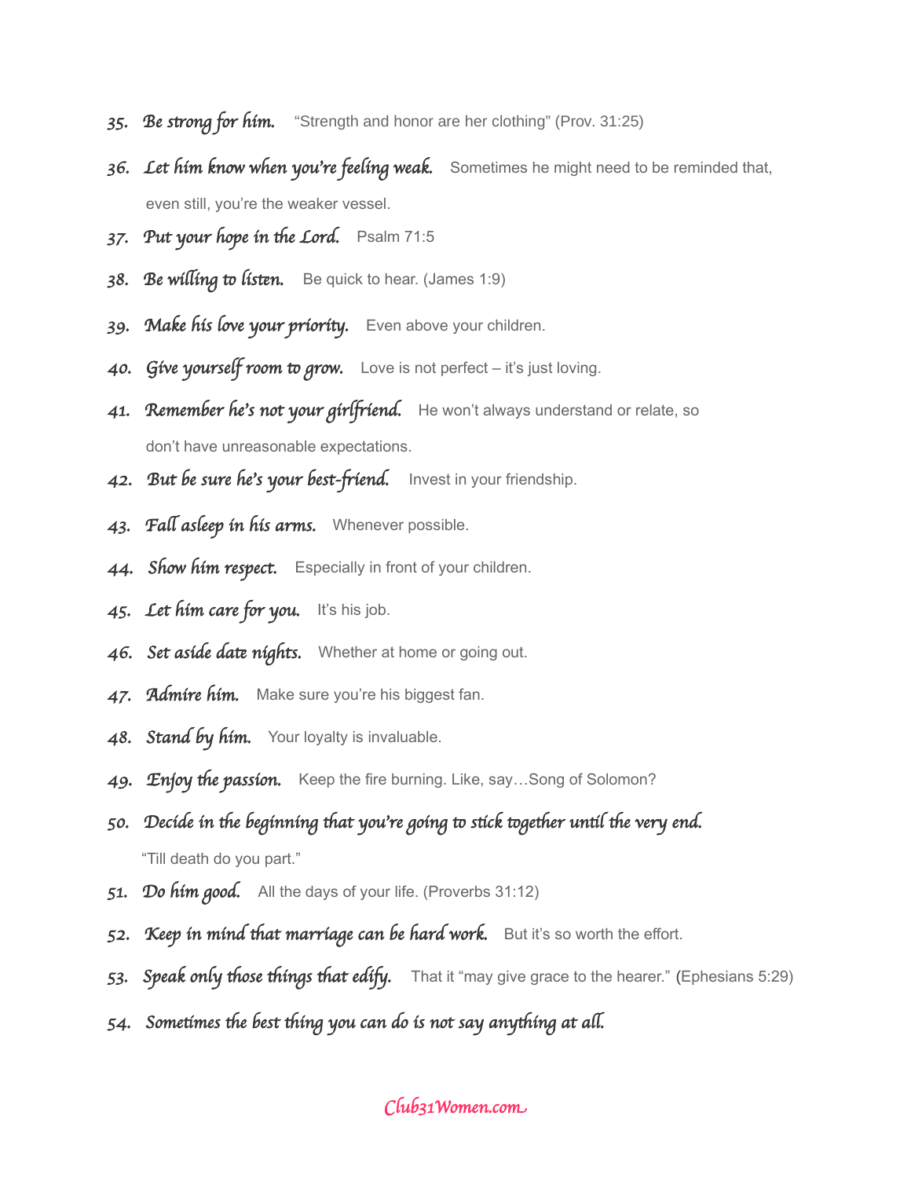35. *Be strong for him.* "Strength and honor are her clothing" (Prov. 31:25)
36. *Let him know when you're feeling weak.* Sometimes he might need to be reminded that, even still, you're the weaker vessel.
37. *Put your hope in the Lord.* Psalm 71:5
38. *Be willing to listen.* Be quick to hear. (James 1:9)
39. *Make his love your priority.* Even above your children.
40. *Give yourself room to grow.* Love is not perfect – it's just loving.
41. *Remember he's not your girlfriend.* He won't always understand or relate, so don't have unreasonable expectations.
42. *But be sure he's your best-friend.* Invest in your friendship.
43. *Fall asleep in his arms.* Whenever possible.
44. *Show him respect.* Especially in front of your children.
45. *Let him care for you.* It's his job.
46. *Set aside date nights.* Whether at home or going out.
47. *Admire him.* Make sure you're his biggest fan.
48. *Stand by him.* Your loyalty is invaluable.
49. *Enjoy the passion.* Keep the fire burning. Like, say…Song of Solomon?
50. *Decide in the beginning that you're going to stick together until the very end.* "Till death do you part."
51. *Do him good.* All the days of your life. (Proverbs 31:12)
52. *Keep in mind that marriage can be hard work.* But it's so worth the effort.
53. *Speak only those things that edify.* That it "may give grace to the hearer." (Ephesians 5:29)
54. *Sometimes the best thing you can do is not say anything at all.*

Club31Women.com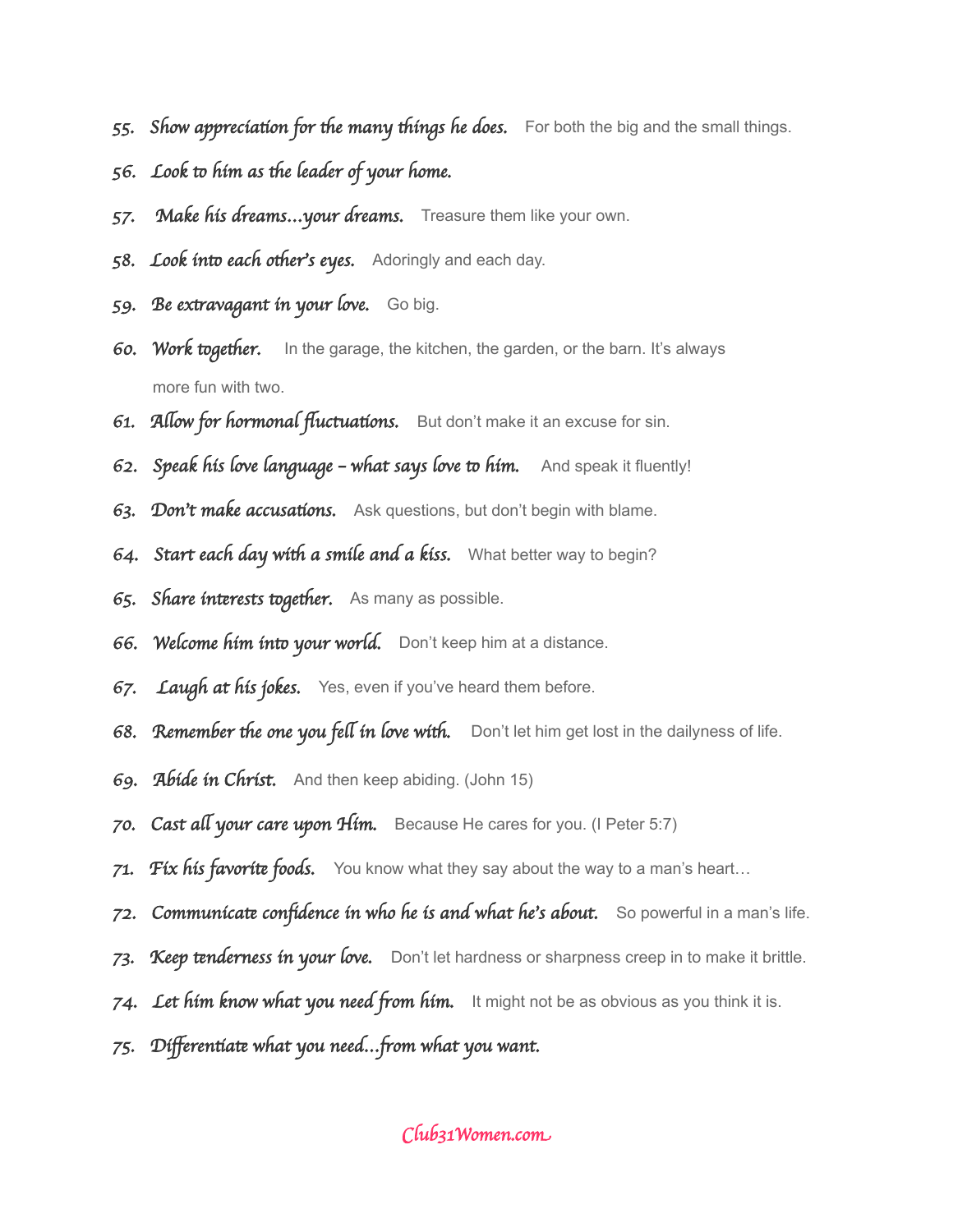55. *Show appreciation for the many things he does.* For both the big and the small things.
56. *Look to him as the leader of your home.*
57. *Make his dreams…your dreams.* Treasure them like your own.
58. *Look into each other's eyes.* Adoringly and each day.
59. *Be extravagant in your love.* Go big.
60. *Work together.* In the garage, the kitchen, the garden, or the barn. It's always more fun with two.
61. *Allow for hormonal fluctuations.* But don't make it an excuse for sin.
62. *Speak his love language – what says love to him.* And speak it fluently!
63. *Don't make accusations.* Ask questions, but don't begin with blame.
64. *Start each day with a smile and a kiss.* What better way to begin?
65. *Share interests together.* As many as possible.
66. *Welcome him into your world.* Don't keep him at a distance.
67. *Laugh at his jokes.* Yes, even if you've heard them before.
68. *Remember the one you fell in love with.* Don't let him get lost in the dailyness of life.
69. *Abide in Christ.* And then keep abiding. (John 15)
70. *Cast all your care upon Him.* Because He cares for you. (I Peter 5:7)
71. *Fix his favorite foods.* You know what they say about the way to a man's heart…
72. *Communicate confidence in who he is and what he's about.* So powerful in a man's life.
73. *Keep tenderness in your love.* Don't let hardness or sharpness creep in to make it brittle.
74. *Let him know what you need from him.* It might not be as obvious as you think it is.
75. *Differentiate what you need…from what you want.*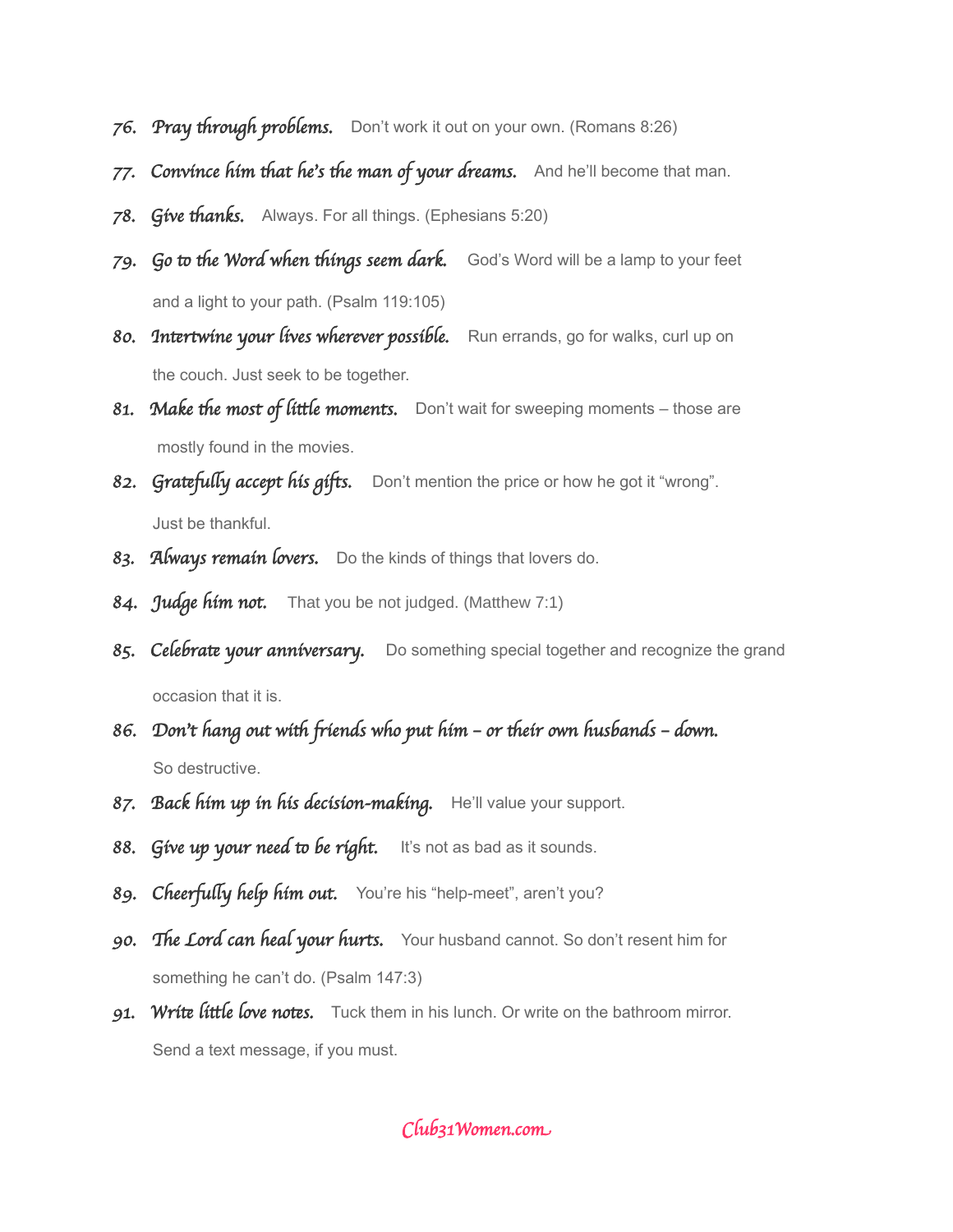76. *Pray through problems.* Don't work it out on your own. (Romans 8:26)
77. *Convince him that he's the man of your dreams.* And he'll become that man.
78. *Give thanks.* Always. For all things. (Ephesians 5:20)
79. *Go to the Word when things seem dark.* God's Word will be a lamp to your feet and a light to your path. (Psalm 119:105)
80. *Intertwine your lives wherever possible.* Run errands, go for walks, curl up on the couch. Just seek to be together.
81. *Make the most of little moments.* Don't wait for sweeping moments – those are mostly found in the movies.
82. *Gratefully accept his gifts.* Don't mention the price or how he got it "wrong". Just be thankful.
83. *Always remain lovers.* Do the kinds of things that lovers do.
84. *Judge him not.* That you be not judged. (Matthew 7:1)
85. *Celebrate your anniversary.* Do something special together and recognize the grand occasion that it is.
86. *Don't hang out with friends who put him – or their own husbands – down.* So destructive.
87. *Back him up in his decision-making.* He'll value your support.
88. *Give up your need to be right.* It's not as bad as it sounds.
89. *Cheerfully help him out.* You're his "help-meet", aren't you?
90. *The Lord can heal your hurts.* Your husband cannot. So don't resent him for something he can't do. (Psalm 147:3)
91. *Write little love notes.* Tuck them in his lunch. Or write on the bathroom mirror. Send a text message, if you must.

Club31Women.com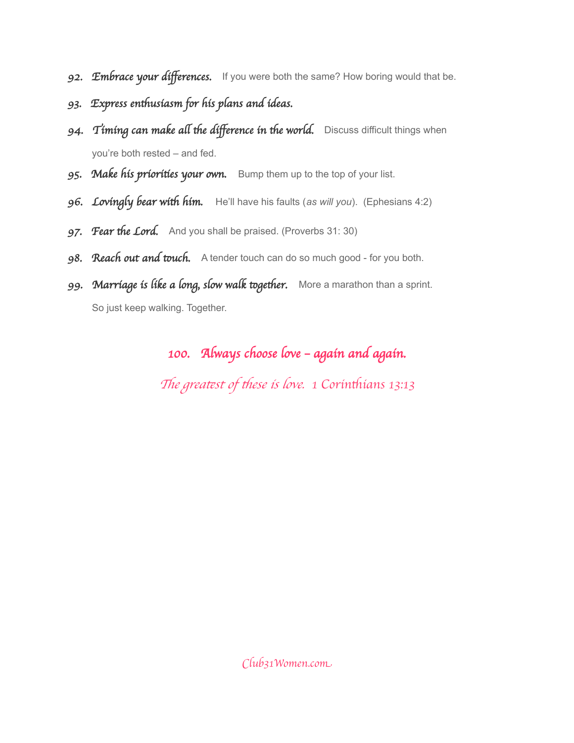92. ***Embrace your differences.*** If you were both the same? How boring would that be.

93. ***Express enthusiasm for his plans and ideas.***

94. ***Timing can make all the difference in the world.*** Discuss difficult things when you're both rested – and fed.

95. ***Make his priorities your own.*** Bump them up to the top of your list.

96. ***Lovingly bear with him.*** He'll have his faults (*as will you*). (Ephesians 4:2)

97. ***Fear the Lord.*** And you shall be praised. (Proverbs 31: 30)

98. ***Reach out and touch.*** A tender touch can do so much good - for you both.

99. ***Marriage is like a long, slow walk together.*** More a marathon than a sprint. So just keep walking. Together.

**100. *Always choose love – again and again.***

*The greatest of these is love.* 1 Corinthians 13:13

Club31Women.com